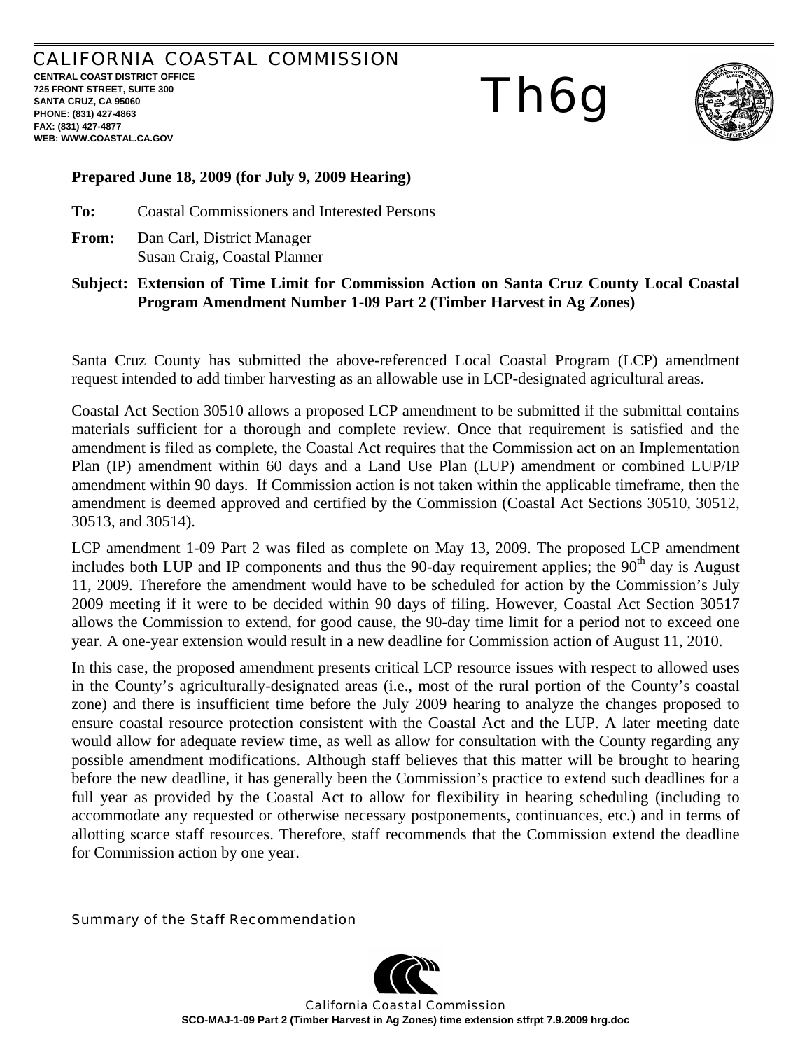CALIFORNIA COASTAL COMMISSION

**CENTRAL COAST DISTRICT OFFICE**
**725 FRONT STREET, SUITE 300**
**SANTA CRUZ, CA 95060**
**PHONE: (831) 427-4863**
**FAX: (831) 427-4877**
**WEB: WWW.COASTAL.CA.GOV**

# Th6g

**Prepared June 18, 2009 (for July 9, 2009 Hearing)**

**To:** Coastal Commissioners and Interested Persons

**From:** Dan Carl, District Manager
Susan Craig, Coastal Planner

**Subject: Extension of Time Limit for Commission Action on Santa Cruz County Local Coastal Program Amendment Number 1-09 Part 2 (Timber Harvest in Ag Zones)**

Santa Cruz County has submitted the above-referenced Local Coastal Program (LCP) amendment request intended to add timber harvesting as an allowable use in LCP-designated agricultural areas.

Coastal Act Section 30510 allows a proposed LCP amendment to be submitted if the submittal contains materials sufficient for a thorough and complete review. Once that requirement is satisfied and the amendment is filed as complete, the Coastal Act requires that the Commission act on an Implementation Plan (IP) amendment within 60 days and a Land Use Plan (LUP) amendment or combined LUP/IP amendment within 90 days. If Commission action is not taken within the applicable timeframe, then the amendment is deemed approved and certified by the Commission (Coastal Act Sections 30510, 30512, 30513, and 30514).

LCP amendment 1-09 Part 2 was filed as complete on May 13, 2009. The proposed LCP amendment includes both LUP and IP components and thus the 90-day requirement applies; the 90th day is August 11, 2009. Therefore the amendment would have to be scheduled for action by the Commission's July 2009 meeting if it were to be decided within 90 days of filing. However, Coastal Act Section 30517 allows the Commission to extend, for good cause, the 90-day time limit for a period not to exceed one year. A one-year extension would result in a new deadline for Commission action of August 11, 2010.

In this case, the proposed amendment presents critical LCP resource issues with respect to allowed uses in the County's agriculturally-designated areas (i.e., most of the rural portion of the County's coastal zone) and there is insufficient time before the July 2009 hearing to analyze the changes proposed to ensure coastal resource protection consistent with the Coastal Act and the LUP. A later meeting date would allow for adequate review time, as well as allow for consultation with the County regarding any possible amendment modifications. Although staff believes that this matter will be brought to hearing before the new deadline, it has generally been the Commission's practice to extend such deadlines for a full year as provided by the Coastal Act to allow for flexibility in hearing scheduling (including to accommodate any requested or otherwise necessary postponements, continuances, etc.) and in terms of allotting scarce staff resources. Therefore, staff recommends that the Commission extend the deadline for Commission action by one year.

## Summary of the Staff Recommendation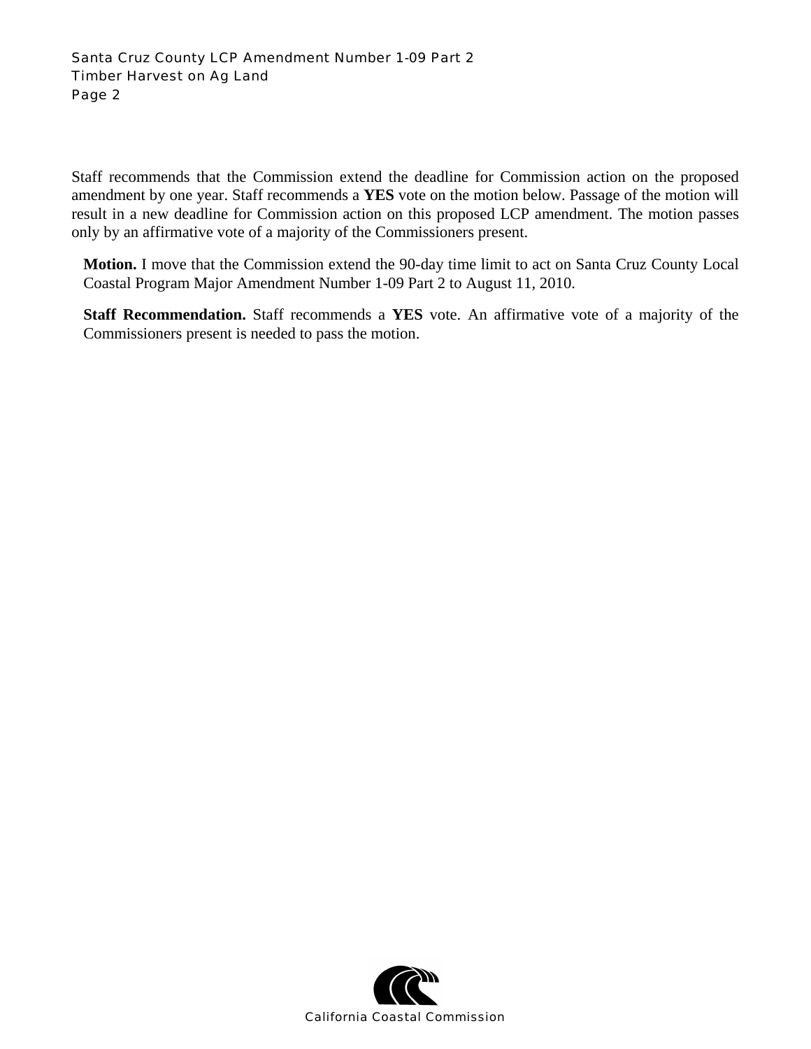Staff recommends that the Commission extend the deadline for Commission action on the proposed amendment by one year. Staff recommends a **YES** vote on the motion below. Passage of the motion will result in a new deadline for Commission action on this proposed LCP amendment. The motion passes only by an affirmative vote of a majority of the Commissioners present.

**Motion.** I move that the Commission extend the 90-day time limit to act on Santa Cruz County Local Coastal Program Major Amendment Number 1-09 Part 2 to August 11, 2010.

**Staff Recommendation.** Staff recommends a **YES** vote. An affirmative vote of a majority of the Commissioners present is needed to pass the motion.